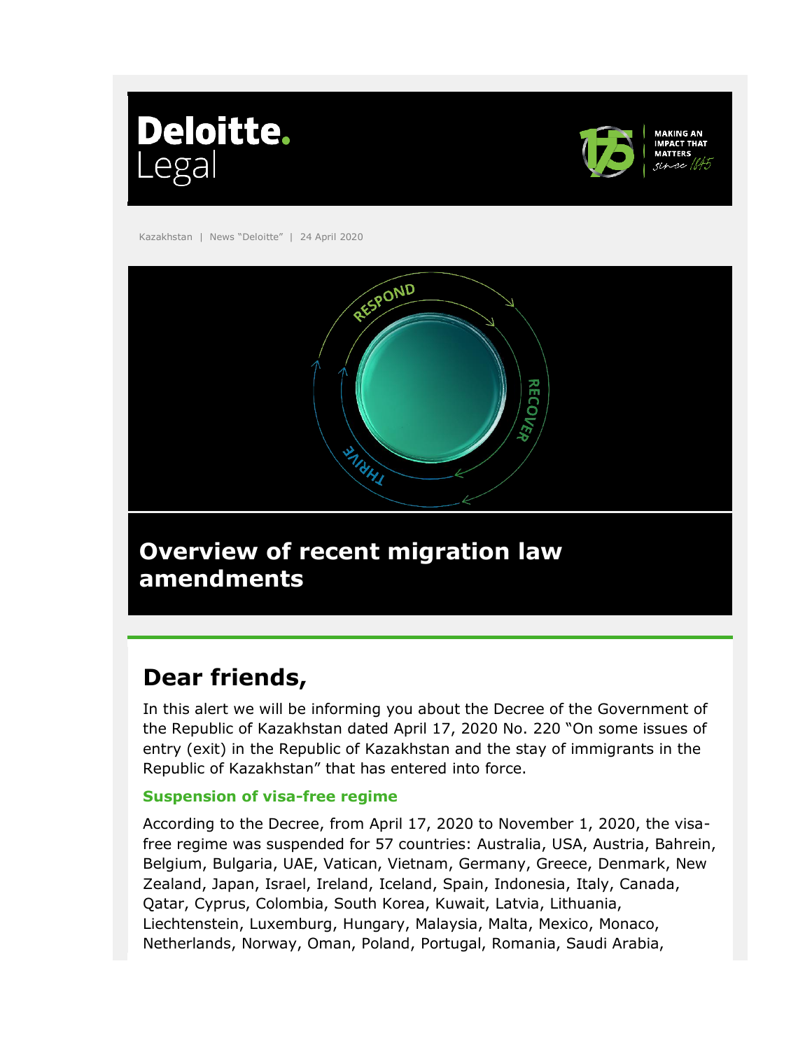Deloitte.
Legal

MAKING AN IMPACT THAT MATTERS since 1845

Kazakhstan | News "Deloitte" | 24 April 2020

# Overview of recent migration law amendments

## Dear friends,

In this alert we will be informing you about the Decree of the Government of the Republic of Kazakhstan dated April 17, 2020 No. 220 "On some issues of entry (exit) in the Republic of Kazakhstan and the stay of immigrants in the Republic of Kazakhstan" that has entered into force.

### Suspension of visa-free regime

According to the Decree, from April 17, 2020 to November 1, 2020, the visa-free regime was suspended for 57 countries: Australia, USA, Austria, Bahrein, Belgium, Bulgaria, UAE, Vatican, Vietnam, Germany, Greece, Denmark, New Zealand, Japan, Israel, Ireland, Iceland, Spain, Indonesia, Italy, Canada, Qatar, Cyprus, Colombia, South Korea, Kuwait, Latvia, Lithuania, Liechtenstein, Luxemburg, Hungary, Malaysia, Malta, Mexico, Monaco, Netherlands, Norway, Oman, Poland, Portugal, Romania, Saudi Arabia,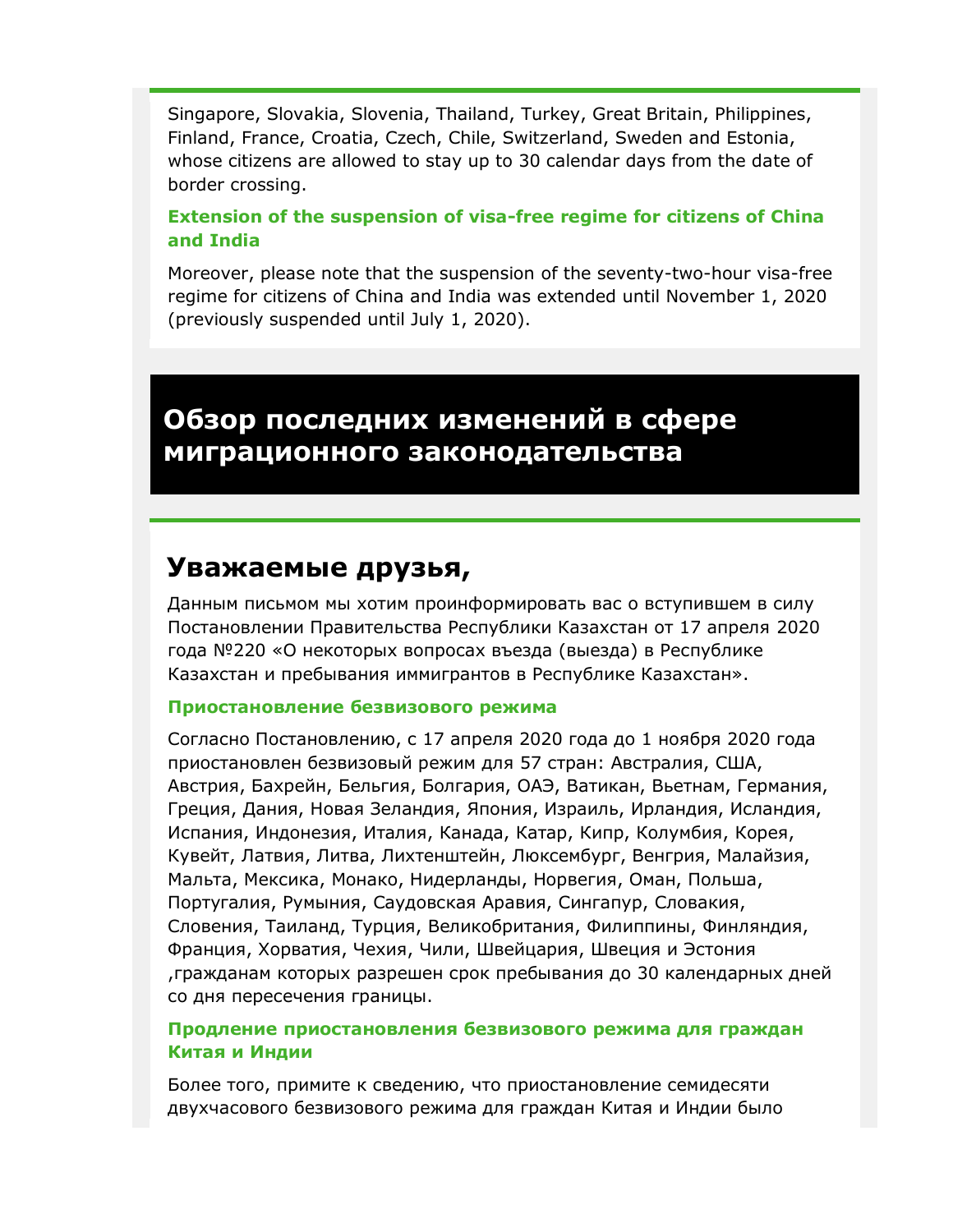Singapore, Slovakia, Slovenia, Thailand, Turkey, Great Britain, Philippines, Finland, France, Croatia, Czech, Chile, Switzerland, Sweden and Estonia, whose citizens are allowed to stay up to 30 calendar days from the date of border crossing.

**Extension of the suspension of visa-free regime for citizens of China and India**

Moreover, please note that the suspension of the seventy-two-hour visa-free regime for citizens of China and India was extended until November 1, 2020 (previously suspended until July 1, 2020).

# Обзор последних изменений в сфере миграционного законодательства

## Уважаемые друзья,

Данным письмом мы хотим проинформировать вас о вступившем в силу Постановлении Правительства Республики Казахстан от 17 апреля 2020 года №220 «О некоторых вопросах въезда (выезда) в Республике Казахстан и пребывания иммигрантов в Республике Казахстан».

**Приостановление безвизового режима**

Согласно Постановлению, с 17 апреля 2020 года до 1 ноября 2020 года приостановлен безвизовый режим для 57 стран: Австралия, США, Австрия, Бахрейн, Бельгия, Болгария, ОАЭ, Ватикан, Вьетнам, Германия, Греция, Дания, Новая Зеландия, Япония, Израиль, Ирландия, Исландия, Испания, Индонезия, Италия, Канада, Катар, Кипр, Колумбия, Корея, Кувейт, Латвия, Литва, Лихтенштейн, Люксембург, Венгрия, Малайзия, Мальта, Мексика, Монако, Нидерланды, Норвегия, Оман, Польша, Португалия, Румыния, Саудовская Аравия, Сингапур, Словакия, Словения, Таиланд, Турция, Великобритания, Филиппины, Финляндия, Франция, Хорватия, Чехия, Чили, Швейцария, Швеция и Эстония ,гражданам которых разрешен срок пребывания до 30 календарных дней со дня пересечения границы.

**Продление приостановления безвизового режима для граждан Китая и Индии**

Более того, примите к сведению, что приостановление семидесяти двухчасового безвизового режима для граждан Китая и Индии было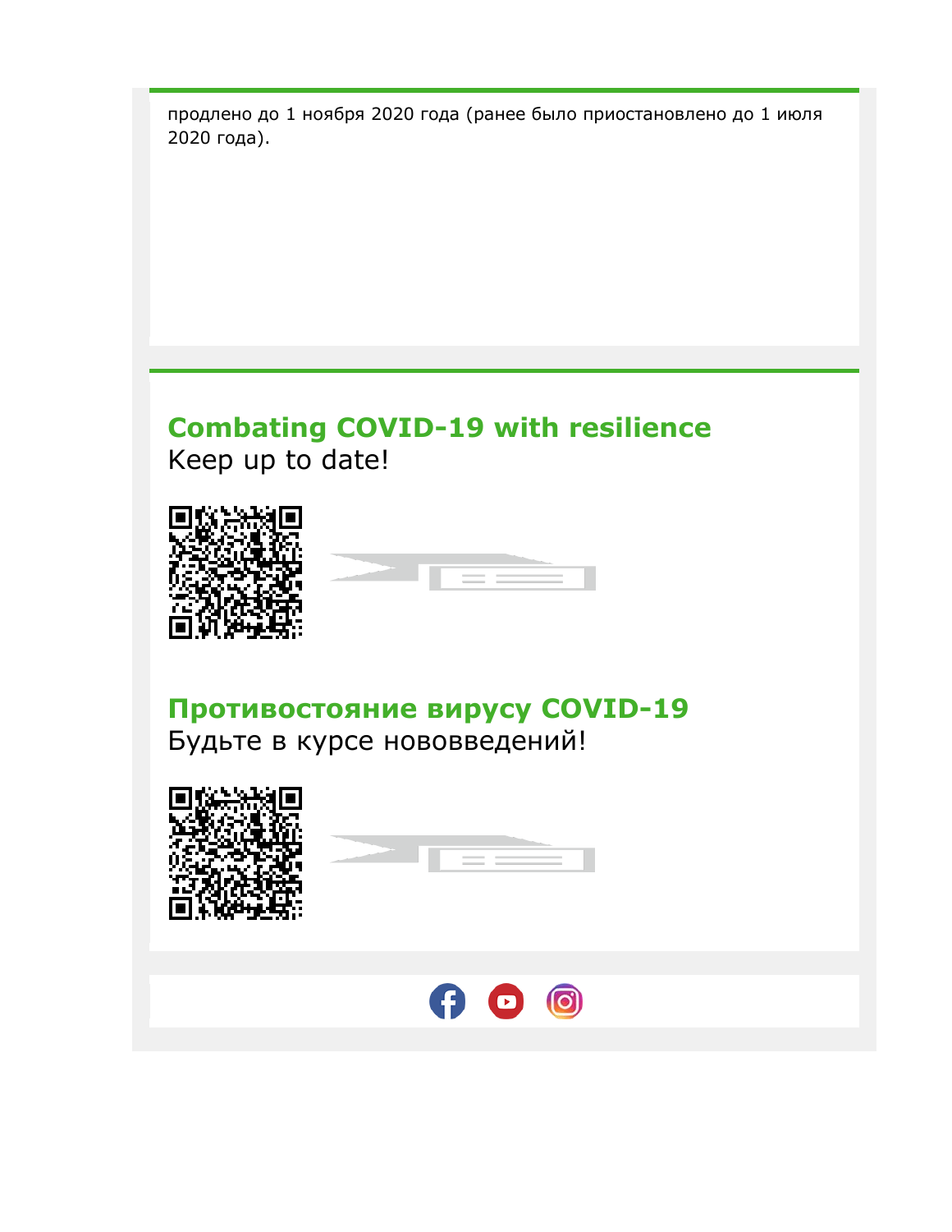продлено до 1 ноября 2020 года (ранее было приостановлено до 1 июля 2020 года).

## Combating COVID-19 with resilience

Keep up to date!

## Противостояние вирусу COVID-19

Будьте в курсе нововведений!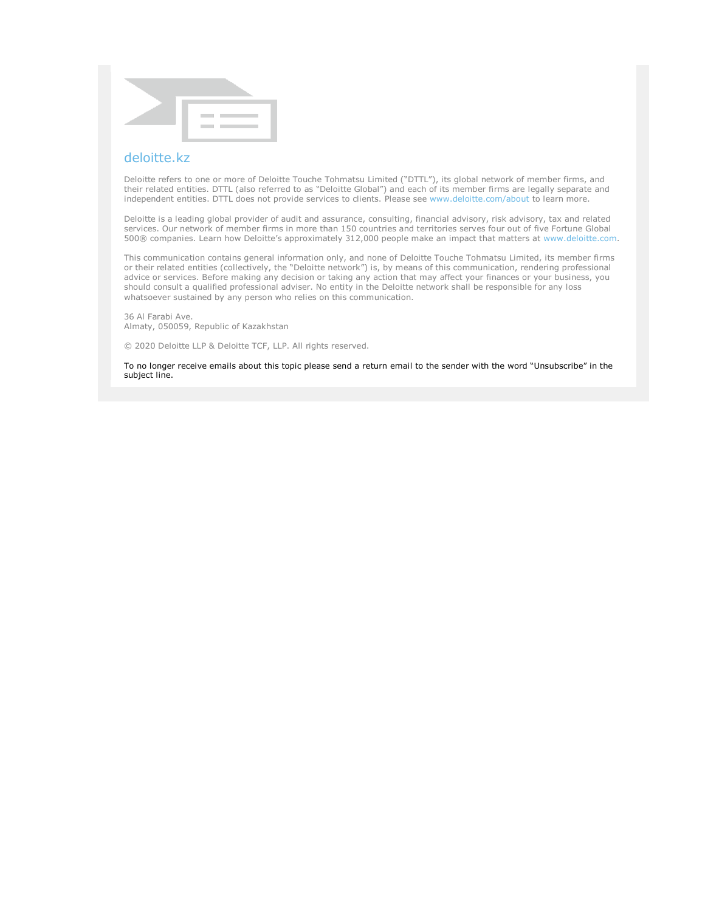deloitte.kz

Deloitte refers to one or more of Deloitte Touche Tohmatsu Limited ("DTTL"), its global network of member firms, and their related entities. DTTL (also referred to as "Deloitte Global") and each of its member firms are legally separate and independent entities. DTTL does not provide services to clients. Please see www.deloitte.com/about to learn more.

Deloitte is a leading global provider of audit and assurance, consulting, financial advisory, risk advisory, tax and related services. Our network of member firms in more than 150 countries and territories serves four out of five Fortune Global 500® companies. Learn how Deloitte's approximately 312,000 people make an impact that matters at www.deloitte.com.

This communication contains general information only, and none of Deloitte Touche Tohmatsu Limited, its member firms or their related entities (collectively, the "Deloitte network") is, by means of this communication, rendering professional advice or services. Before making any decision or taking any action that may affect your finances or your business, you should consult a qualified professional adviser. No entity in the Deloitte network shall be responsible for any loss whatsoever sustained by any person who relies on this communication.

36 Al Farabi Ave.
Almaty, 050059, Republic of Kazakhstan

© 2020 Deloitte LLP & Deloitte TCF, LLP. All rights reserved.

To no longer receive emails about this topic please send a return email to the sender with the word "Unsubscribe" in the subject line.